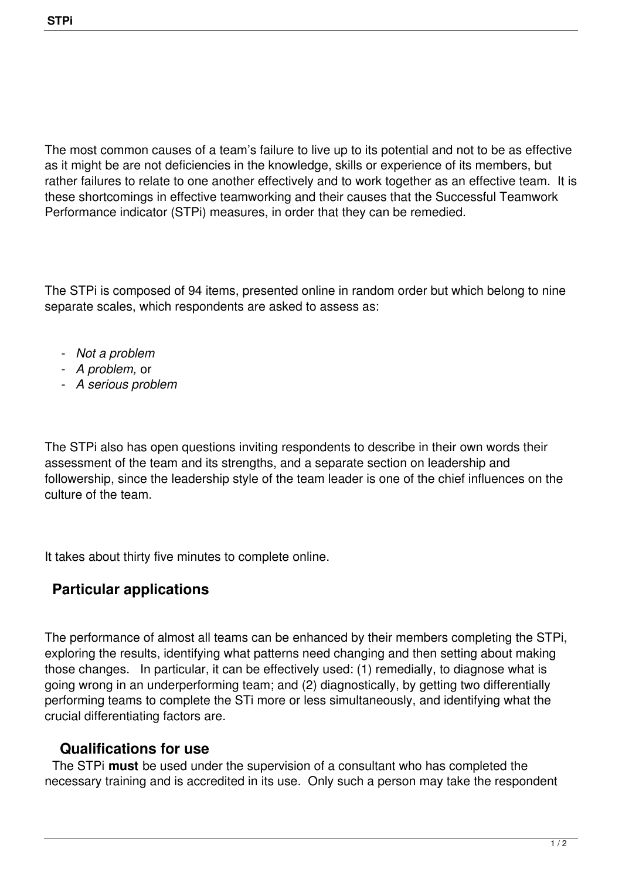The most common causes of a team's failure to live up to its potential and not to be as effective as it might be are not deficiencies in the knowledge, skills or experience of its members, but rather failures to relate to one another effectively and to work together as an effective team. It is these shortcomings in effective teamworking and their causes that the Successful Teamwork Performance indicator (STPi) measures, in order that they can be remedied.

The STPi is composed of 94 items, presented online in random order but which belong to nine separate scales, which respondents are asked to assess as:

- *Not a problem*
- *A problem,* or
- *A serious problem*

The STPi also has open questions inviting respondents to describe in their own words their assessment of the team and its strengths, and a separate section on leadership and followership, since the leadership style of the team leader is one of the chief influences on the culture of the team.

It takes about thirty five minutes to complete online.

## Particular applications

The performance of almost all teams can be enhanced by their members completing the STPi, exploring the results, identifying what patterns need changing and then setting about making those changes. In particular, it can be effectively used: (1) remedially, to diagnose what is going wrong in an underperforming team; and (2) diagnostically, by getting two differentially performing teams to complete the STi more or less simultaneously, and identifying what the crucial differentiating factors are.

## Qualifications for use

The STPi **must** be used under the supervision of a consultant who has completed the necessary training and is accredited in its use. Only such a person may take the respondent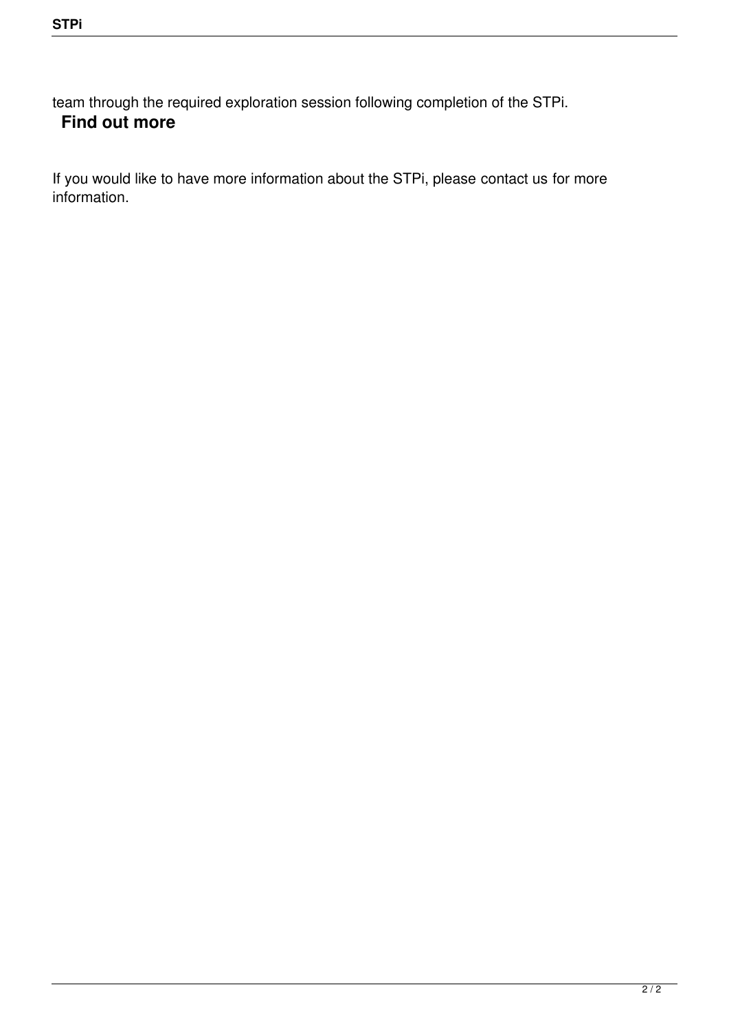team through the required exploration session following completion of the STPi.

## Find out more

If you would like to have more information about the STPi, please contact us for more information.